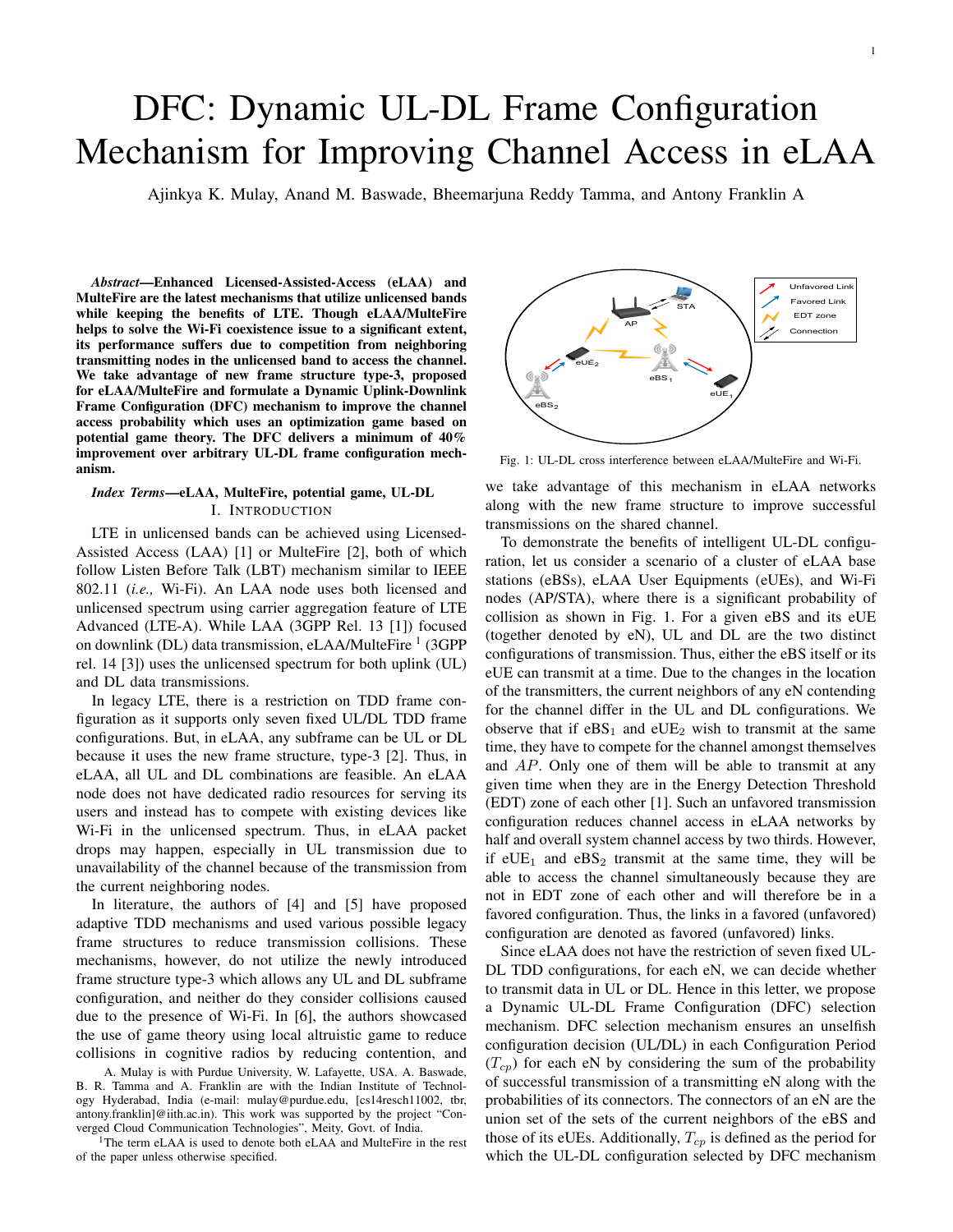# DFC: Dynamic UL-DL Frame Configuration Mechanism for Improving Channel Access in eLAA

Ajinkya K. Mulay, Anand M. Baswade, Bheemarjuna Reddy Tamma, and Antony Franklin A

***Abstract*—Enhanced Licensed-Assisted-Access (eLAA) and MulteFire are the latest mechanisms that utilize unlicensed bands while keeping the benefits of LTE. Though eLAA/MulteFire helps to solve the Wi-Fi coexistence issue to a significant extent, its performance suffers due to competition from neighboring transmitting nodes in the unlicensed band to access the channel. We take advantage of new frame structure type-3, proposed for eLAA/MulteFire and formulate a Dynamic Uplink-Downlink Frame Configuration (DFC) mechanism to improve the channel access probability which uses an optimization game based on potential game theory. The DFC delivers a minimum of 40% improvement over arbitrary UL-DL frame configuration mechanism.**

***Index Terms*—eLAA, MulteFire, potential game, UL-DL**

## I. Introduction

LTE in unlicensed bands can be achieved using Licensed-Assisted Access (LAA) [1] or MulteFire [2], both of which follow Listen Before Talk (LBT) mechanism similar to IEEE 802.11 (*i.e.,* Wi-Fi). An LAA node uses both licensed and unlicensed spectrum using carrier aggregation feature of LTE Advanced (LTE-A). While LAA (3GPP Rel. 13 [1]) focused on downlink (DL) data transmission, eLAA/MulteFire [1] (3GPP rel. 14 [3]) uses the unlicensed spectrum for both uplink (UL) and DL data transmissions.

In legacy LTE, there is a restriction on TDD frame configuration as it supports only seven fixed UL/DL TDD frame configurations. But, in eLAA, any subframe can be UL or DL because it uses the new frame structure, type-3 [2]. Thus, in eLAA, all UL and DL combinations are feasible. An eLAA node does not have dedicated radio resources for serving its users and instead has to compete with existing devices like Wi-Fi in the unlicensed spectrum. Thus, in eLAA packet drops may happen, especially in UL transmission due to unavailability of the channel because of the transmission from the current neighboring nodes.

In literature, the authors of [4] and [5] have proposed adaptive TDD mechanisms and used various possible legacy frame structures to reduce transmission collisions. These mechanisms, however, do not utilize the newly introduced frame structure type-3 which allows any UL and DL subframe configuration, and neither do they consider collisions caused due to the presence of Wi-Fi. In [6], the authors showcased the use of game theory using local altruistic game to reduce collisions in cognitive radios by reducing contention, and we take advantage of this mechanism in eLAA networks along with the new frame structure to improve successful transmissions on the shared channel.

Fig. 1: UL-DL cross interference between eLAA/MulteFire and Wi-Fi.

To demonstrate the benefits of intelligent UL-DL configuration, let us consider a scenario of a cluster of eLAA base stations (eBSs), eLAA User Equipments (eUEs), and Wi-Fi nodes (AP/STA), where there is a significant probability of collision as shown in Fig. 1. For a given eBS and its eUE (together denoted by eN), UL and DL are the two distinct configurations of transmission. Thus, either the eBS itself or its eUE can transmit at a time. Due to the changes in the location of the transmitters, the current neighbors of any eN contending for the channel differ in the UL and DL configurations. We observe that if $eBS_1$ and $eUE_2$ wish to transmit at the same time, they have to compete for the channel amongst themselves and $AP$. Only one of them will be able to transmit at any given time when they are in the Energy Detection Threshold (EDT) zone of each other [1]. Such an unfavored transmission configuration reduces channel access in eLAA networks by half and overall system channel access by two thirds. However, if $eUE_1$ and $eBS_2$ transmit at the same time, they will be able to access the channel simultaneously because they are not in EDT zone of each other and will therefore be in a favored configuration. Thus, the links in a favored (unfavored) configuration are denoted as favored (unfavored) links.

Since eLAA does not have the restriction of seven fixed UL-DL TDD configurations, for each eN, we can decide whether to transmit data in UL or DL. Hence in this letter, we propose a Dynamic UL-DL Frame Configuration (DFC) selection mechanism. DFC selection mechanism ensures an unselfish configuration decision (UL/DL) in each Configuration Period ($T_{cp}$) for each eN by considering the sum of the probability of successful transmission of a transmitting eN along with the probabilities of its connectors. The connectors of an eN are the union set of the sets of the current neighbors of the eBS and those of its eUEs. Additionally, $T_{cp}$ is defined as the period for which the UL-DL configuration selected by DFC mechanism

A. Mulay is with Purdue University, W. Lafayette, USA. A. Baswade, B. R. Tamma and A. Franklin are with the Indian Institute of Technology Hyderabad, India (e-mail: mulay@purdue.edu, [cs14resch11002, tbr, antony.franklin]@iith.ac.in). This work was supported by the project "Converged Cloud Communication Technologies", Meity, Govt. of India.

[1]The term eLAA is used to denote both eLAA and MulteFire in the rest of the paper unless otherwise specified.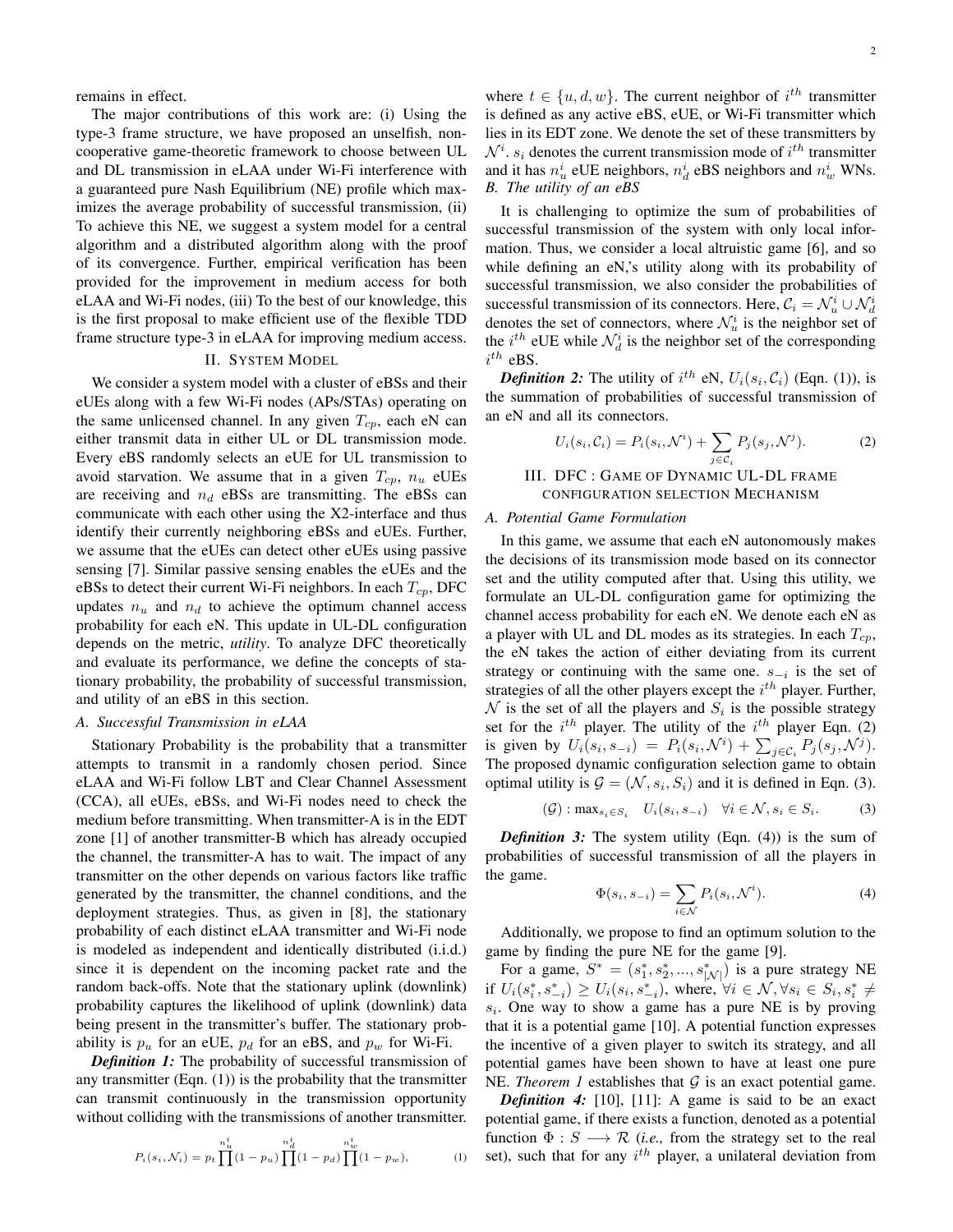remains in effect.

The major contributions of this work are: (i) Using the type-3 frame structure, we have proposed an unselfish, non-cooperative game-theoretic framework to choose between UL and DL transmission in eLAA under Wi-Fi interference with a guaranteed pure Nash Equilibrium (NE) profile which maximizes the average probability of successful transmission, (ii) To achieve this NE, we suggest a system model for a central algorithm and a distributed algorithm along with the proof of its convergence. Further, empirical verification has been provided for the improvement in medium access for both eLAA and Wi-Fi nodes, (iii) To the best of our knowledge, this is the first proposal to make efficient use of the flexible TDD frame structure type-3 in eLAA for improving medium access.

## II. System Model

We consider a system model with a cluster of eBSs and their eUEs along with a few Wi-Fi nodes (APs/STAs) operating on the same unlicensed channel. In any given $T_{cp}$, each eN can either transmit data in either UL or DL transmission mode. Every eBS randomly selects an eUE for UL transmission to avoid starvation. We assume that in a given $T_{cp}$, $n_u$ eUEs are receiving and $n_d$ eBSs are transmitting. The eBSs can communicate with each other using the X2-interface and thus identify their currently neighboring eBSs and eUEs. Further, we assume that the eUEs can detect other eUEs using passive sensing [7]. Similar passive sensing enables the eUEs and the eBSs to detect their current Wi-Fi neighbors. In each $T_{cp}$, DFC updates $n_u$ and $n_d$ to achieve the optimum channel access probability for each eN. This update in UL-DL configuration depends on the metric, *utility*. To analyze DFC theoretically and evaluate its performance, we define the concepts of stationary probability, the probability of successful transmission, and utility of an eBS in this section.

### A. Successful Transmission in eLAA

Stationary Probability is the probability that a transmitter attempts to transmit in a randomly chosen period. Since eLAA and Wi-Fi follow LBT and Clear Channel Assessment (CCA), all eUEs, eBSs, and Wi-Fi nodes need to check the medium before transmitting. When transmitter-A is in the EDT zone [1] of another transmitter-B which has already occupied the channel, the transmitter-A has to wait. The impact of any transmitter on the other depends on various factors like traffic generated by the transmitter, the channel conditions, and the deployment strategies. Thus, as given in [8], the stationary probability of each distinct eLAA transmitter and Wi-Fi node is modeled as independent and identically distributed (i.i.d.) since it is dependent on the incoming packet rate and the random back-offs. Note that the stationary uplink (downlink) probability captures the likelihood of uplink (downlink) data being present in the transmitter's buffer. The stationary probability is $p_u$ for an eUE, $p_d$ for an eBS, and $p_w$ for Wi-Fi.

***Definition 1:*** The probability of successful transmission of any transmitter (Eqn. (1)) is the probability that the transmitter can transmit continuously in the transmission opportunity without colliding with the transmissions of another transmitter.

$$P_i(s_i, \mathcal{N}_i) = p_t \prod^{n_u^i}(1-p_u)\prod^{n_d^i}(1-p_d)\prod^{n_w^i}(1-p_w), \tag{1}$$

where $t \in \{u, d, w\}$. The current neighbor of $i^{th}$ transmitter is defined as any active eBS, eUE, or Wi-Fi transmitter which lies in its EDT zone. We denote the set of these transmitters by $\mathcal{N}^i$. $s_i$ denotes the current transmission mode of $i^{th}$ transmitter and it has $n_u^i$ eUE neighbors, $n_d^i$ eBS neighbors and $n_w^i$ WNs.

### B. The utility of an eBS

It is challenging to optimize the sum of probabilities of successful transmission of the system with only local information. Thus, we consider a local altruistic game [6], and so while defining an eN,'s utility along with its probability of successful transmission, we also consider the probabilities of successful transmission of its connectors. Here, $\mathcal{C}_i = \mathcal{N}_u^i \cup \mathcal{N}_d^i$ denotes the set of connectors, where $\mathcal{N}_u^i$ is the neighbor set of the $i^{th}$ eUE while $\mathcal{N}_d^i$ is the neighbor set of the corresponding $i^{th}$ eBS.

***Definition 2:*** The utility of $i^{th}$ eN, $U_i(s_i, \mathcal{C}_i)$ (Eqn. (1)), is the summation of probabilities of successful transmission of an eN and all its connectors.

$$U_i(s_i, \mathcal{C}_i) = P_i(s_i, \mathcal{N}^i) + \sum_{j \in \mathcal{C}_i} P_j(s_j, \mathcal{N}^j). \tag{2}$$

## III. DFC : Game of Dynamic UL-DL Frame Configuration Selection Mechanism

### A. Potential Game Formulation

In this game, we assume that each eN autonomously makes the decisions of its transmission mode based on its connector set and the utility computed after that. Using this utility, we formulate an UL-DL configuration game for optimizing the channel access probability for each eN. We denote each eN as a player with UL and DL modes as its strategies. In each $T_{cp}$, the eN takes the action of either deviating from its current strategy or continuing with the same one. $s_{-i}$ is the set of strategies of all the other players except the $i^{th}$ player. Further, $\mathcal{N}$ is the set of all the players and $S_i$ is the possible strategy set for the $i^{th}$ player. The utility of the $i^{th}$ player Eqn. (2) is given by $U_i(s_i, s_{-i}) = P_i(s_i, \mathcal{N}^i) + \sum_{j \in \mathcal{C}_i} P_j(s_j, \mathcal{N}^j)$. The proposed dynamic configuration selection game to obtain optimal utility is $\mathcal{G} = (\mathcal{N}, s_i, S_i)$ and it is defined in Eqn. (3).

$$(\mathcal{G}) : \max_{s_i \in S_i} \quad U_i(s_i, s_{-i}) \quad \forall i \in \mathcal{N}, s_i \in S_i. \tag{3}$$

***Definition 3:*** The system utility (Eqn. (4)) is the sum of probabilities of successful transmission of all the players in the game.

$$\Phi(s_i, s_{-i}) = \sum_{i \in \mathcal{N}} P_i(s_i, \mathcal{N}^i). \tag{4}$$

Additionally, we propose to find an optimum solution to the game by finding the pure NE for the game [9].

For a game, $S^* = (s_1^*, s_2^*, ..., s_{|\mathcal{N}|}^*)$ is a pure strategy NE if $U_i(s_i^*, s_{-i}^*) \geq U_i(s_i, s_{-i}^*)$, where, $\forall i \in \mathcal{N}, \forall s_i \in S_i, s_i^* \neq s_i$. One way to show a game has a pure NE is by proving that it is a potential game [10]. A potential function expresses the incentive of a given player to switch its strategy, and all potential games have been shown to have at least one pure NE. *Theorem 1* establishes that $\mathcal{G}$ is an exact potential game.

***Definition 4:*** [10], [11]: A game is said to be an exact potential game, if there exists a function, denoted as a potential function $\Phi : S \longrightarrow \mathcal{R}$ (*i.e.,* from the strategy set to the real set), such that for any $i^{th}$ player, a unilateral deviation from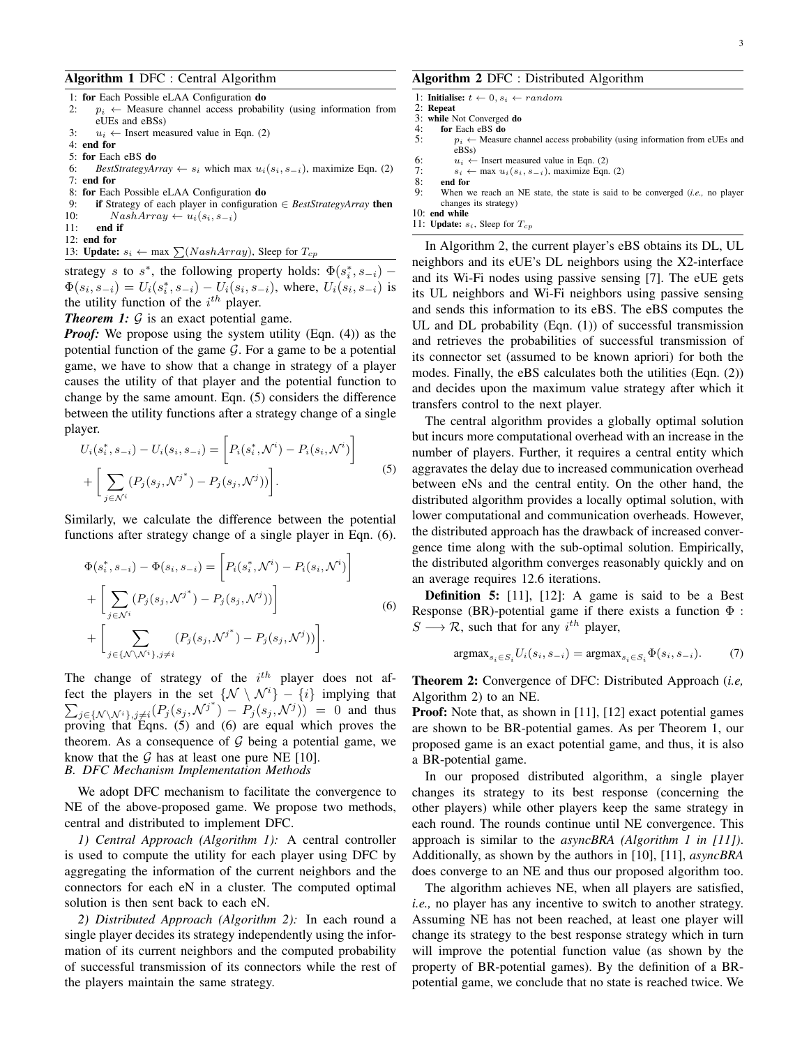**Algorithm 1** DFC : Central Algorithm

```
1: for Each Possible eLAA Configuration do
2:     p_i ← Measure channel access probability (using information from eUEs and eBSs)
3:     u_i ← Insert measured value in Eqn. (2)
4: end for
5: for Each eBS do
6:     BestStrategyArray ← s_i which max u_i(s_i, s_{-i}), maximize Eqn. (2)
7: end for
8: for Each Possible eLAA Configuration do
9:     if Strategy of each player in configuration ∈ BestStrategyArray then
10:        NashArray ← u_i(s_i, s_{-i})
11:    end if
12: end for
13: Update: s_i ← max ∑(NashArray), Sleep for T_cp
```

strategy $s$ to $s^*$, the following property holds: $\Phi(s_i^*, s_{-i}) - \Phi(s_i, s_{-i}) = U_i(s_i^*, s_{-i}) - U_i(s_i, s_{-i})$, where, $U_i(s_i, s_{-i})$ is the utility function of the $i^{th}$ player.

***Theorem 1:*** $\mathcal{G}$ is an exact potential game.

***Proof:*** We propose using the system utility (Eqn. (4)) as the potential function of the game $\mathcal{G}$. For a game to be a potential game, we have to show that a change in strategy of a player causes the utility of that player and the potential function to change by the same amount. Eqn. (5) considers the difference between the utility functions after a strategy change of a single player.

$$U_i(s_i^*, s_{-i}) - U_i(s_i, s_{-i}) = \bigg[P_i(s_i^*, \mathcal{N}^i) - P_i(s_i, \mathcal{N}^i)\bigg] + \bigg[\sum_{j \in \mathcal{N}^i} (P_j(s_j, \mathcal{N}^{j^*}) - P_j(s_j, \mathcal{N}^j))\bigg]. \tag{5}$$

Similarly, we calculate the difference between the potential functions after strategy change of a single player in Eqn. (6).

$$\begin{aligned}\Phi(s_i^*, s_{-i}) - \Phi(s_i, s_{-i}) &= \bigg[P_i(s_i^*, \mathcal{N}^i) - P_i(s_i, \mathcal{N}^i)\bigg] \\ &+ \bigg[\sum_{j \in \mathcal{N}^i} (P_j(s_j, \mathcal{N}^{j^*}) - P_j(s_j, \mathcal{N}^j))\bigg] \\ &+ \bigg[\sum_{j \in \{\mathcal{N} \setminus \mathcal{N}^i\}, j \neq i} (P_j(s_j, \mathcal{N}^{j^*}) - P_j(s_j, \mathcal{N}^j))\bigg].\end{aligned} \tag{6}$$

The change of strategy of the $i^{th}$ player does not affect the players in the set $\{\mathcal{N} \setminus \mathcal{N}^i\} - \{i\}$ implying that $\sum_{j \in \{\mathcal{N} \setminus \mathcal{N}^i\}, j \neq i} (P_j(s_j, \mathcal{N}^{j^*}) - P_j(s_j, \mathcal{N}^j)) = 0$ and thus proving that Eqns. (5) and (6) are equal which proves the theorem. As a consequence of $\mathcal{G}$ being a potential game, we know that the $\mathcal{G}$ has at least one pure NE [10].

### B. DFC Mechanism Implementation Methods

We adopt DFC mechanism to facilitate the convergence to NE of the above-proposed game. We propose two methods, central and distributed to implement DFC.

*1) Central Approach (Algorithm 1):* A central controller is used to compute the utility for each player using DFC by aggregating the information of the current neighbors and the connectors for each eN in a cluster. The computed optimal solution is then sent back to each eN.

*2) Distributed Approach (Algorithm 2):* In each round a single player decides its strategy independently using the information of its current neighbors and the computed probability of successful transmission of its connectors while the rest of the players maintain the same strategy.

**Algorithm 2** DFC : Distributed Algorithm

```
1: Initialise: t ← 0, s_i ← random
2: Repeat
3: while Not Converged do
4:     for Each eBS do
5:         p_i ← Measure channel access probability (using information from eUEs and eBSs)
6:         u_i ← Insert measured value in Eqn. (2)
7:         s_i ← max u_i(s_i, s_{-i}), maximize Eqn. (2)
8:     end for
9:     When we reach an NE state, the state is said to be converged (i.e., no player changes its strategy)
10: end while
11: Update: s_i, Sleep for T_cp
```

In Algorithm 2, the current player's eBS obtains its DL, UL neighbors and its eUE's DL neighbors using the X2-interface and its Wi-Fi nodes using passive sensing [7]. The eUE gets its UL neighbors and Wi-Fi neighbors using passive sensing and sends this information to its eBS. The eBS computes the UL and DL probability (Eqn. (1)) of successful transmission and retrieves the probabilities of successful transmission of its connector set (assumed to be known apriori) for both the modes. Finally, the eBS calculates both the utilities (Eqn. (2)) and decides upon the maximum value strategy after which it transfers control to the next player.

The central algorithm provides a globally optimal solution but incurs more computational overhead with an increase in the number of players. Further, it requires a central entity which aggravates the delay due to increased communication overhead between eNs and the central entity. On the other hand, the distributed algorithm provides a locally optimal solution, with lower computational and communication overheads. However, the distributed approach has the drawback of increased convergence time along with the sub-optimal solution. Empirically, the distributed algorithm converges reasonably quickly and on an average requires 12.6 iterations.

**Definition 5:** [11], [12]: A game is said to be a Best Response (BR)-potential game if there exists a function $\Phi : S \longrightarrow \mathcal{R}$, such that for any $i^{th}$ player,

$$\text{argmax}_{s_i \in S_i} U_i(s_i, s_{-i}) = \text{argmax}_{s_i \in S_i} \Phi(s_i, s_{-i}). \tag{7}$$

**Theorem 2:** Convergence of DFC: Distributed Approach (*i.e,* Algorithm 2) to an NE.

**Proof:** Note that, as shown in [11], [12] exact potential games are shown to be BR-potential games. As per Theorem 1, our proposed game is an exact potential game, and thus, it is also a BR-potential game.

In our proposed distributed algorithm, a single player changes its strategy to its best response (concerning the other players) while other players keep the same strategy in each round. The rounds continue until NE convergence. This approach is similar to the *asyncBRA (Algorithm 1 in [11])*. Additionally, as shown by the authors in [10], [11], *asyncBRA* does converge to an NE and thus our proposed algorithm too.

The algorithm achieves NE, when all players are satisfied, *i.e.,* no player has any incentive to switch to another strategy. Assuming NE has not been reached, at least one player will change its strategy to the best response strategy which in turn will improve the potential function value (as shown by the property of BR-potential games). By the definition of a BR-potential game, we conclude that no state is reached twice. We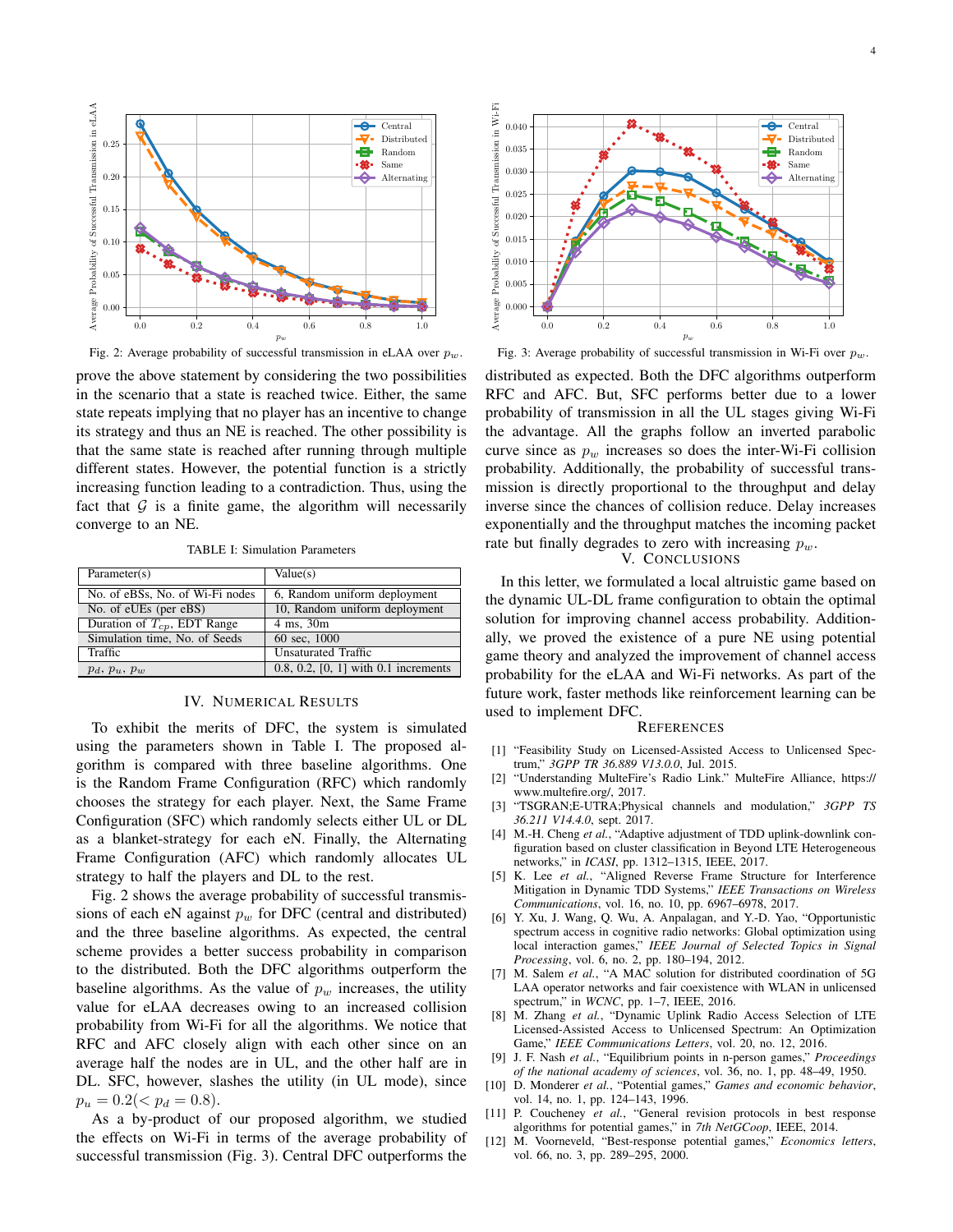Average Probability of Successful Transmission in eLAA

0.25
0.20
0.15
0.10
0.05
0.00

0.0 0.2 0.4 0.6 0.8 1.0

$p_w$

Central
Distributed
Random
Same
Alternating

Fig. 2: Average probability of successful transmission in eLAA over $p_w$.

Average Probability of Successful Transmission in Wi-Fi

0.040
0.035
0.030
0.025
0.020
0.015
0.010
0.005
0.000

0.0 0.2 0.4 0.6 0.8 1.0

$p_w$

Central
Distributed
Random
Same
Alternating

Fig. 3: Average probability of successful transmission in Wi-Fi over $p_w$.

prove the above statement by considering the two possibilities in the scenario that a state is reached twice. Either, the same state repeats implying that no player has an incentive to change its strategy and thus an NE is reached. The other possibility is that the same state is reached after running through multiple different states. However, the potential function is a strictly increasing function leading to a contradiction. Thus, using the fact that $\mathcal{G}$ is a finite game, the algorithm will necessarily converge to an NE.

TABLE I: Simulation Parameters

| Parameter(s) | Value(s) |
|---|---|
| No. of eBSs, No. of Wi-Fi nodes | 6, Random uniform deployment |
| No. of eUEs (per eBS) | 10, Random uniform deployment |
| Duration of $T_{cp}$, EDT Range | 4 ms, 30m |
| Simulation time, No. of Seeds | 60 sec, 1000 |
| Traffic | Unsaturated Traffic |
| $p_d$, $p_u$, $p_w$ | 0.8, 0.2, [0, 1] with 0.1 increments |

## IV. Numerical Results

To exhibit the merits of DFC, the system is simulated using the parameters shown in Table I. The proposed algorithm is compared with three baseline algorithms. One is the Random Frame Configuration (RFC) which randomly chooses the strategy for each player. Next, the Same Frame Configuration (SFC) which randomly selects either UL or DL as a blanket-strategy for each eN. Finally, the Alternating Frame Configuration (AFC) which randomly allocates UL strategy to half the players and DL to the rest.

Fig. 2 shows the average probability of successful transmissions of each eN against $p_w$ for DFC (central and distributed) and the three baseline algorithms. As expected, the central scheme provides a better success probability in comparison to the distributed. Both the DFC algorithms outperform the baseline algorithms. As the value of $p_w$ increases, the utility value for eLAA decreases owing to an increased collision probability from Wi-Fi for all the algorithms. We notice that RFC and AFC closely align with each other since on an average half the nodes are in UL, and the other half are in DL. SFC, however, slashes the utility (in UL mode), since $p_u = 0.2 (< p_d = 0.8)$.

As a by-product of our proposed algorithm, we studied the effects on Wi-Fi in terms of the average probability of successful transmission (Fig. 3). Central DFC outperforms the distributed as expected. Both the DFC algorithms outperform RFC and AFC. But, SFC performs better due to a lower probability of transmission in all the UL stages giving Wi-Fi the advantage. All the graphs follow an inverted parabolic curve since as $p_w$ increases so does the inter-Wi-Fi collision probability. Additionally, the probability of successful transmission is directly proportional to the throughput and delay inverse since the chances of collision reduce. Delay increases exponentially and the throughput matches the incoming packet rate but finally degrades to zero with increasing $p_w$.

## V. Conclusions

In this letter, we formulated a local altruistic game based on the dynamic UL-DL frame configuration to obtain the optimal solution for improving channel access probability. Additionally, we proved the existence of a pure NE using potential game theory and analyzed the improvement of channel access probability for the eLAA and Wi-Fi networks. As part of the future work, faster methods like reinforcement learning can be used to implement DFC.

## References

[1] "Feasibility Study on Licensed-Assisted Access to Unlicensed Spectrum," *3GPP TR 36.889 V13.0.0*, Jul. 2015.

[2] "Understanding MulteFire's Radio Link." MulteFire Alliance, https://www.multefire.org/, 2017.

[3] "TSGRAN;E-UTRA;Physical channels and modulation," *3GPP TS 36.211 V14.4.0*, sept. 2017.

[4] M.-H. Cheng *et al.*, "Adaptive adjustment of TDD uplink-downlink configuration based on cluster classification in Beyond LTE Heterogeneous networks," in *ICASI*, pp. 1312–1315, IEEE, 2017.

[5] K. Lee *et al.*, "Aligned Reverse Frame Structure for Interference Mitigation in Dynamic TDD Systems," *IEEE Transactions on Wireless Communications*, vol. 16, no. 10, pp. 6967–6978, 2017.

[6] Y. Xu, J. Wang, Q. Wu, A. Anpalagan, and Y.-D. Yao, "Opportunistic spectrum access in cognitive radio networks: Global optimization using local interaction games," *IEEE Journal of Selected Topics in Signal Processing*, vol. 6, no. 2, pp. 180–194, 2012.

[7] M. Salem *et al.*, "A MAC solution for distributed coordination of 5G LAA operator networks and fair coexistence with WLAN in unlicensed spectrum," in *WCNC*, pp. 1–7, IEEE, 2016.

[8] M. Zhang *et al.*, "Dynamic Uplink Radio Access Selection of LTE Licensed-Assisted Access to Unlicensed Spectrum: An Optimization Game," *IEEE Communications Letters*, vol. 20, no. 12, 2016.

[9] J. F. Nash *et al.*, "Equilibrium points in n-person games," *Proceedings of the national academy of sciences*, vol. 36, no. 1, pp. 48–49, 1950.

[10] D. Monderer *et al.*, "Potential games," *Games and economic behavior*, vol. 14, no. 1, pp. 124–143, 1996.

[11] P. Coucheney *et al.*, "General revision protocols in best response algorithms for potential games," in *7th NetGCoop*, IEEE, 2014.

[12] M. Voorneveld, "Best-response potential games," *Economics letters*, vol. 66, no. 3, pp. 289–295, 2000.